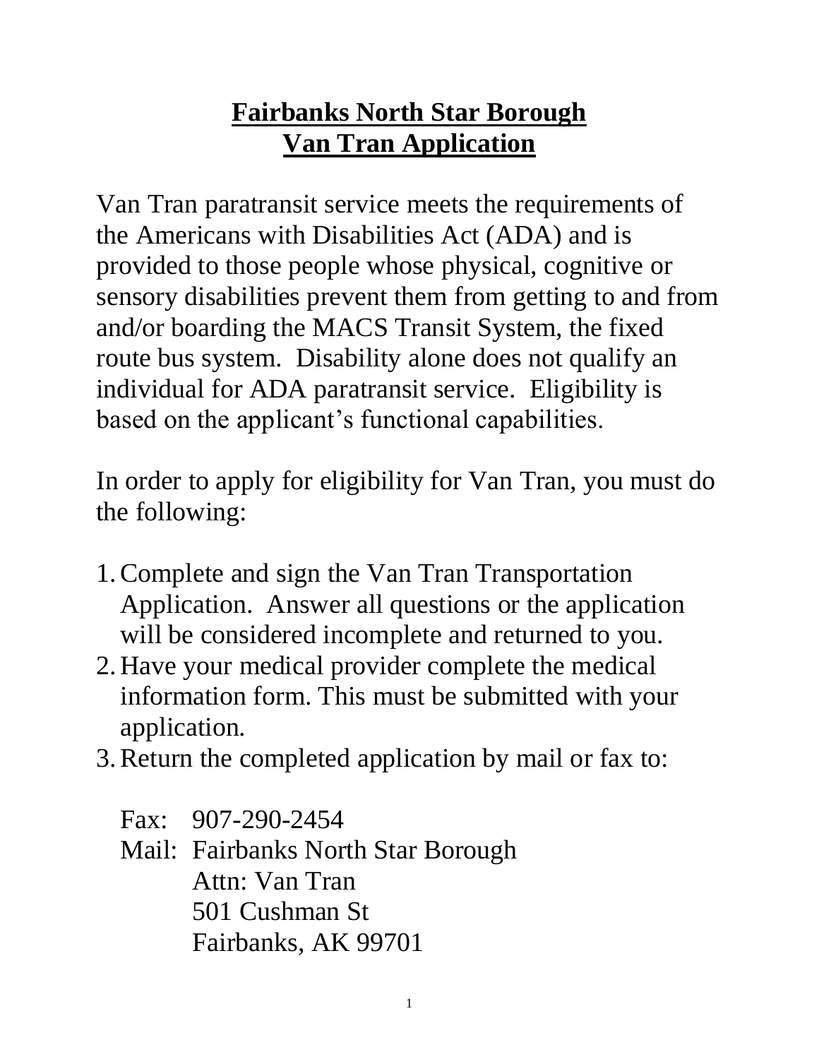# **Fairbanks North Star Borough**
# **Van Tran Application**

Van Tran paratransit service meets the requirements of the Americans with Disabilities Act (ADA) and is provided to those people whose physical, cognitive or sensory disabilities prevent them from getting to and from and/or boarding the MACS Transit System, the fixed route bus system. Disability alone does not qualify an individual for ADA paratransit service. Eligibility is based on the applicant's functional capabilities.

In order to apply for eligibility for Van Tran, you must do the following:

1. Complete and sign the Van Tran Transportation Application. Answer all questions or the application will be considered incomplete and returned to you.
2. Have your medical provider complete the medical information form. This must be submitted with your application.
3. Return the completed application by mail or fax to:

   Fax: 907-290-2454
   Mail: Fairbanks North Star Borough
   Attn: Van Tran
   501 Cushman St
   Fairbanks, AK 99701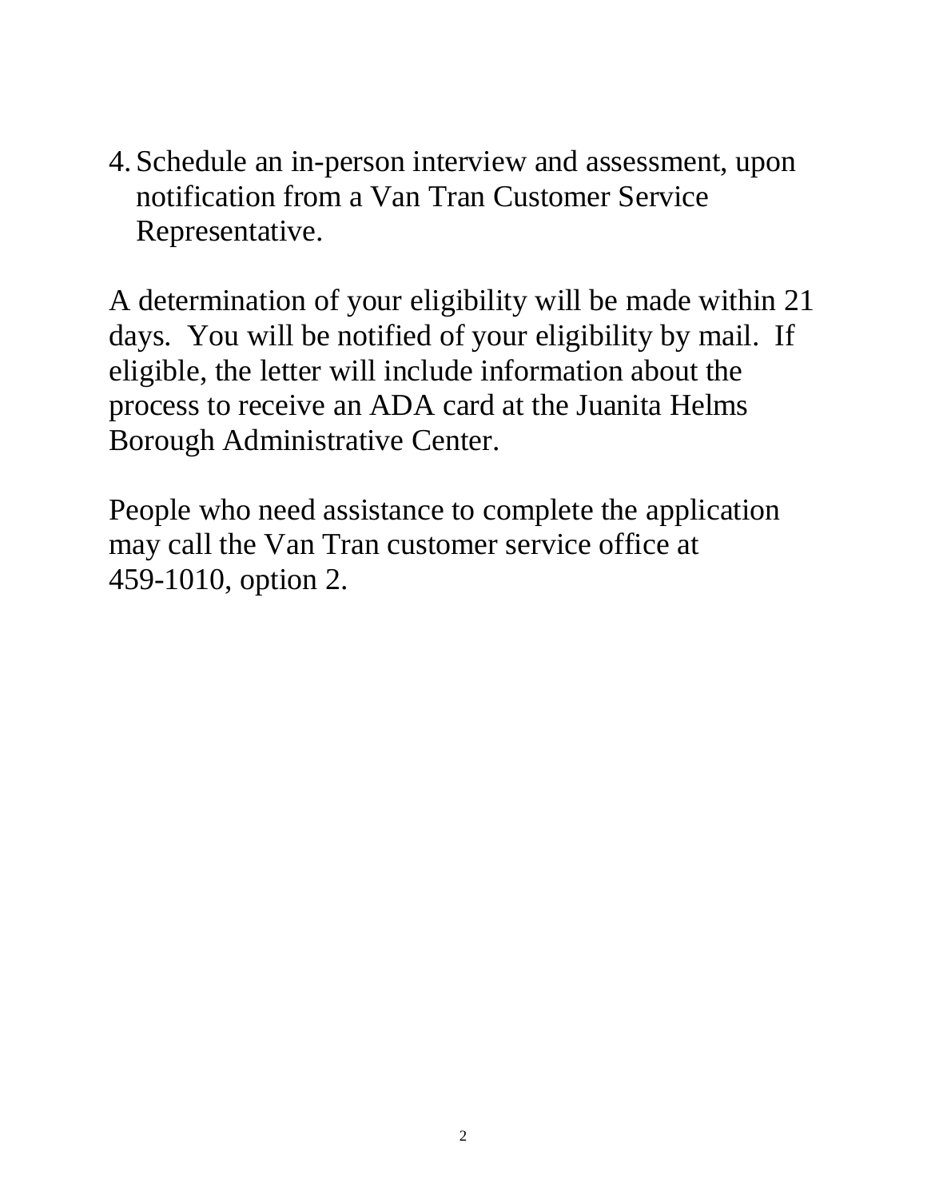4. Schedule an in-person interview and assessment, upon notification from a Van Tran Customer Service Representative.

A determination of your eligibility will be made within 21 days. You will be notified of your eligibility by mail. If eligible, the letter will include information about the process to receive an ADA card at the Juanita Helms Borough Administrative Center.

People who need assistance to complete the application may call the Van Tran customer service office at 459-1010, option 2.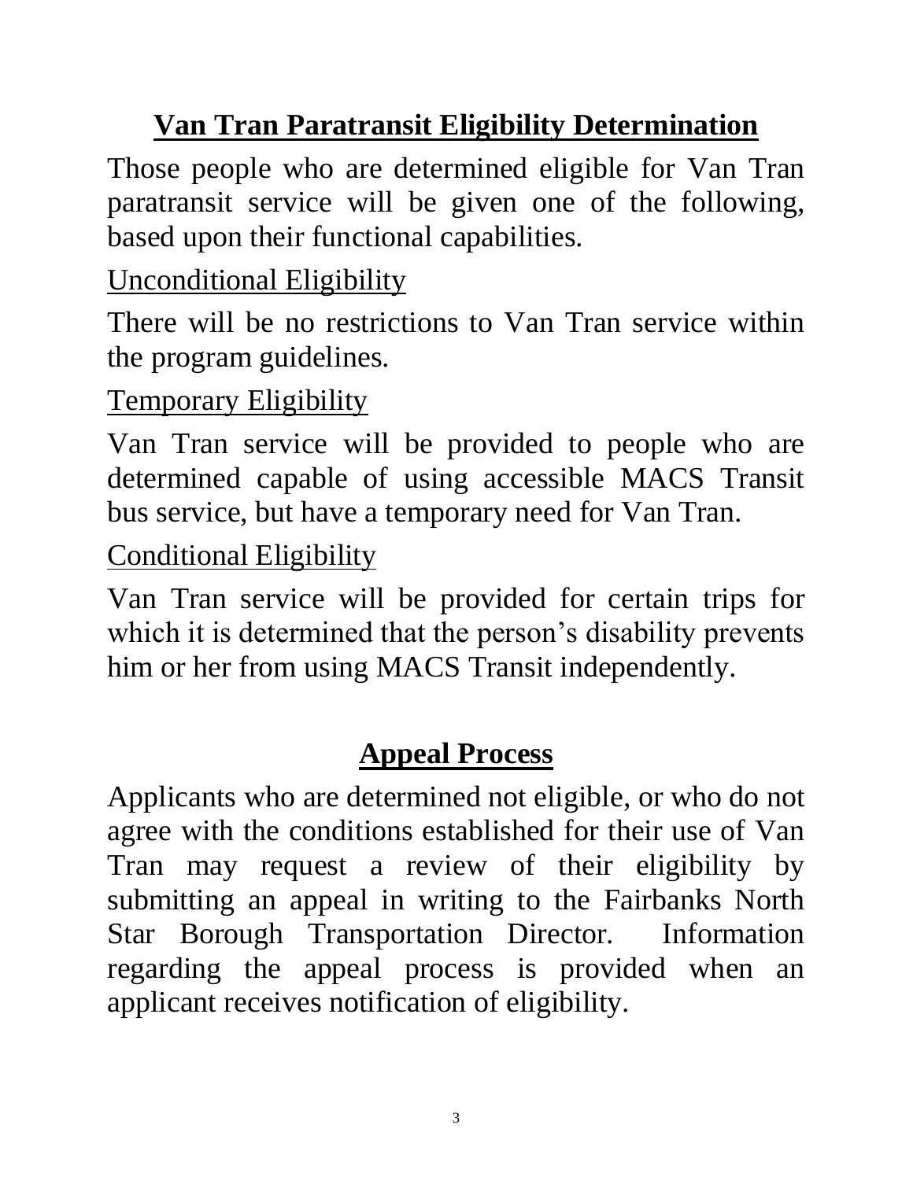## Van Tran Paratransit Eligibility Determination

Those people who are determined eligible for Van Tran paratransit service will be given one of the following, based upon their functional capabilities.

### Unconditional Eligibility

There will be no restrictions to Van Tran service within the program guidelines.

### Temporary Eligibility

Van Tran service will be provided to people who are determined capable of using accessible MACS Transit bus service, but have a temporary need for Van Tran.

### Conditional Eligibility

Van Tran service will be provided for certain trips for which it is determined that the person's disability prevents him or her from using MACS Transit independently.

## Appeal Process

Applicants who are determined not eligible, or who do not agree with the conditions established for their use of Van Tran may request a review of their eligibility by submitting an appeal in writing to the Fairbanks North Star Borough Transportation Director. Information regarding the appeal process is provided when an applicant receives notification of eligibility.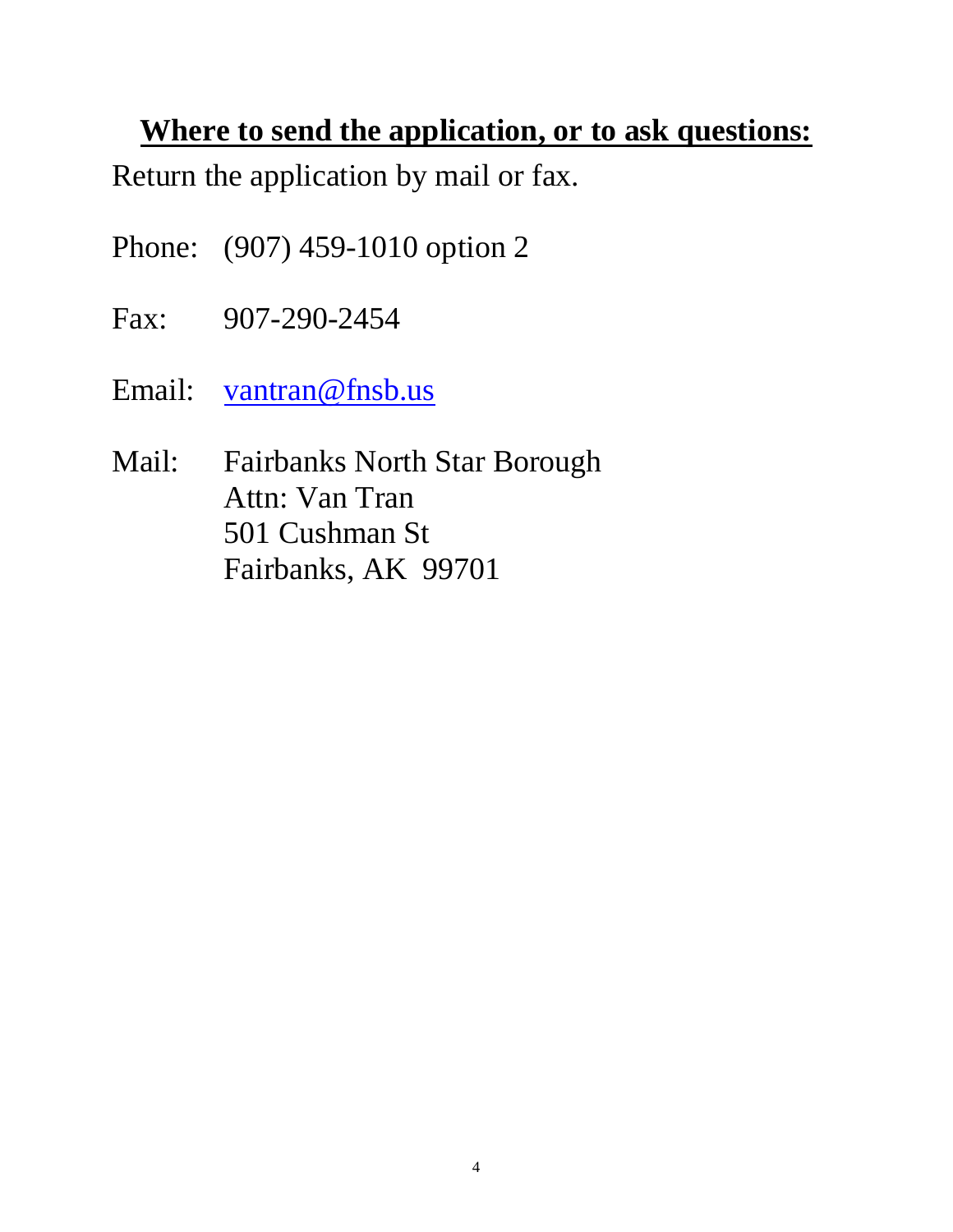## **Where to send the application, or to ask questions:**

Return the application by mail or fax.

Phone: (907) 459-1010 option 2

Fax: 907-290-2454

Email: vantran@fnsb.us

Mail: Fairbanks North Star Borough  
Attn: Van Tran  
501 Cushman St  
Fairbanks, AK 99701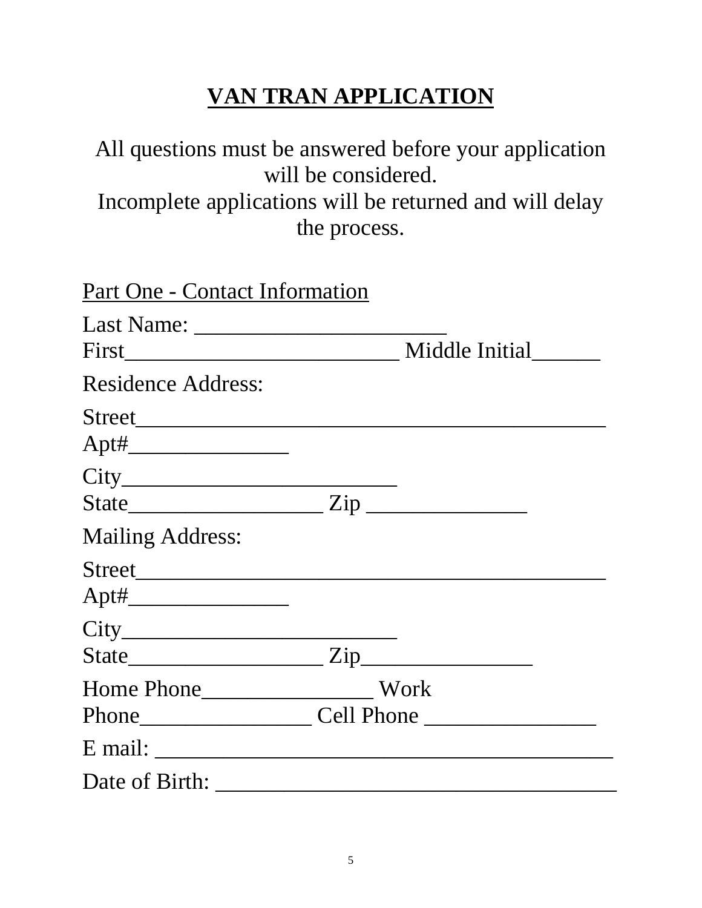# VAN TRAN APPLICATION

All questions must be answered before your application will be considered.
Incomplete applications will be returned and will delay the process.

Part One - Contact Information

Last Name: ______________________
First________________________ Middle Initial______

Residence Address:

Street______________________________________________
Apt#_______________

City_________________________
State__________________ Zip _______________

Mailing Address:

Street______________________________________________
Apt#_______________

City_________________________
State__________________ Zip________________

Home Phone________________ Work
Phone________________ Cell Phone ________________

E mail: ________________________________________

Date of Birth: ____________________________________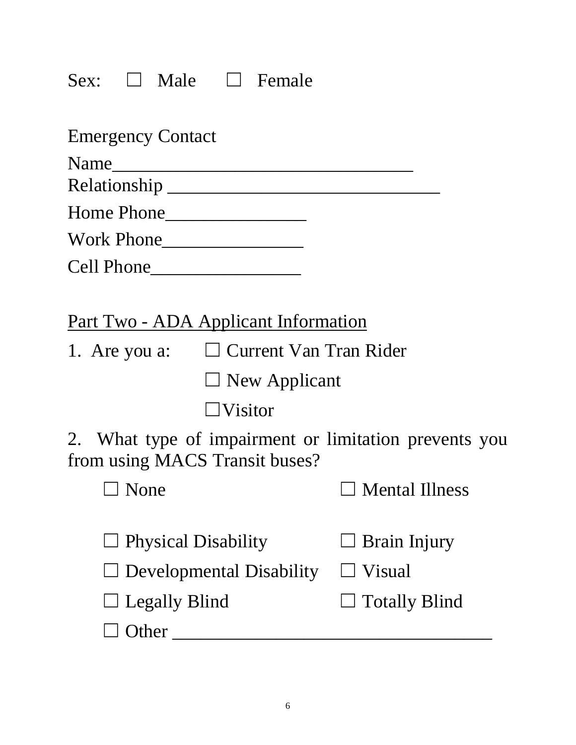Sex: ☐ Male ☐ Female

Emergency Contact

Name_________________________________

Relationship ______________________________

Home Phone_______________

Work Phone_______________

Cell Phone________________

Part Two - ADA Applicant Information

1. Are you a: ☐ Current Van Tran Rider

☐ New Applicant

☐ Visitor

2. What type of impairment or limitation prevents you from using MACS Transit buses?

☐ None ☐ Mental Illness

☐ Physical Disability ☐ Brain Injury

☐ Developmental Disability ☐ Visual

☐ Legally Blind ☐ Totally Blind

☐ Other ___________________________________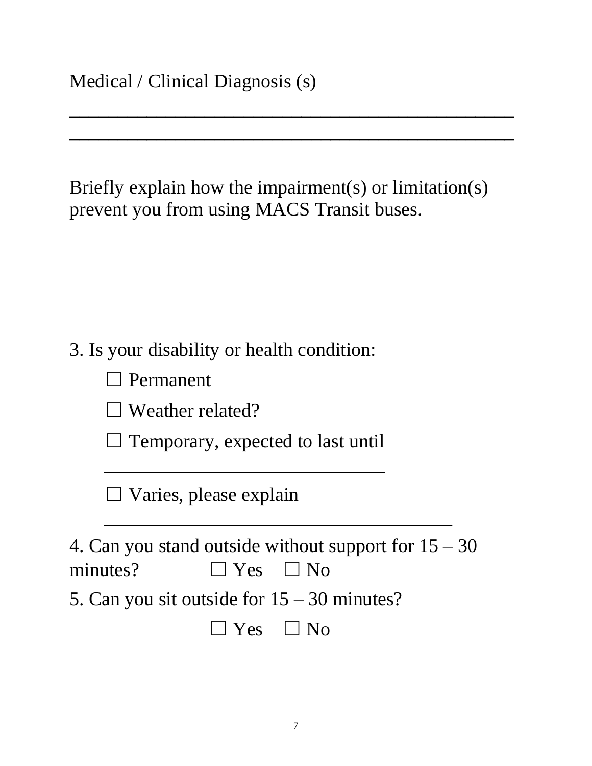Medical / Clinical Diagnosis (s)

___________________________________________

___________________________________________

Briefly explain how the impairment(s) or limitation(s) prevent you from using MACS Transit buses.

3. Is your disability or health condition:

☐ Permanent

☐ Weather related?

☐ Temporary, expected to last until

_____________________________

☐ Varies, please explain

____________________________________

4. Can you stand outside without support for 15 – 30 minutes? ☐ Yes ☐ No

5. Can you sit outside for 15 – 30 minutes?

☐ Yes ☐ No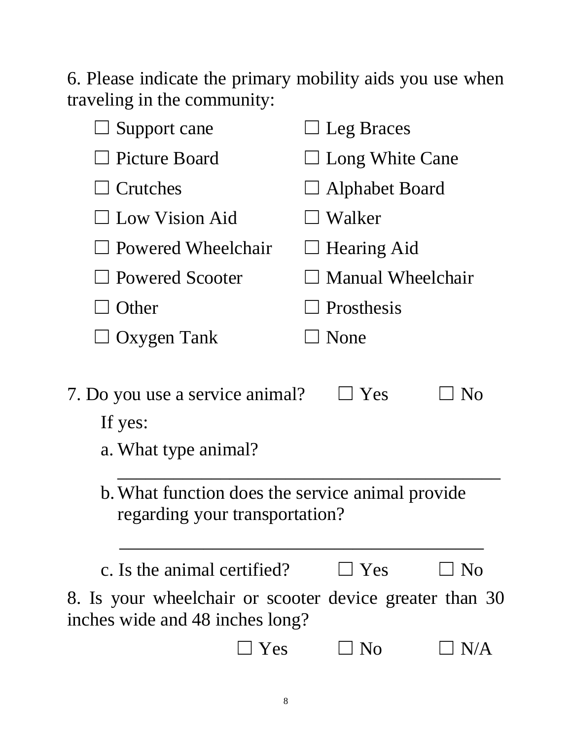6. Please indicate the primary mobility aids you use when traveling in the community:

☐ Support cane ☐ Leg Braces

☐ Picture Board ☐ Long White Cane

☐ Crutches ☐ Alphabet Board

☐ Low Vision Aid ☐ Walker

☐ Powered Wheelchair ☐ Hearing Aid

☐ Powered Scooter ☐ Manual Wheelchair

☐ Other ☐ Prosthesis

☐ Oxygen Tank ☐ None

7. Do you use a service animal? ☐ Yes ☐ No

If yes:

a. What type animal?

\_\_\_\_\_\_\_\_\_\_\_\_\_\_\_\_\_\_\_\_\_\_\_\_\_\_\_\_\_\_\_\_\_\_\_\_\_\_\_\_\_\_\_\_

b. What function does the service animal provide regarding your transportation?

\_\_\_\_\_\_\_\_\_\_\_\_\_\_\_\_\_\_\_\_\_\_\_\_\_\_\_\_\_\_\_\_\_\_\_\_\_\_\_\_\_\_\_\_

c. Is the animal certified? ☐ Yes ☐ No

8. Is your wheelchair or scooter device greater than 30 inches wide and 48 inches long?

☐ Yes ☐ No ☐ N/A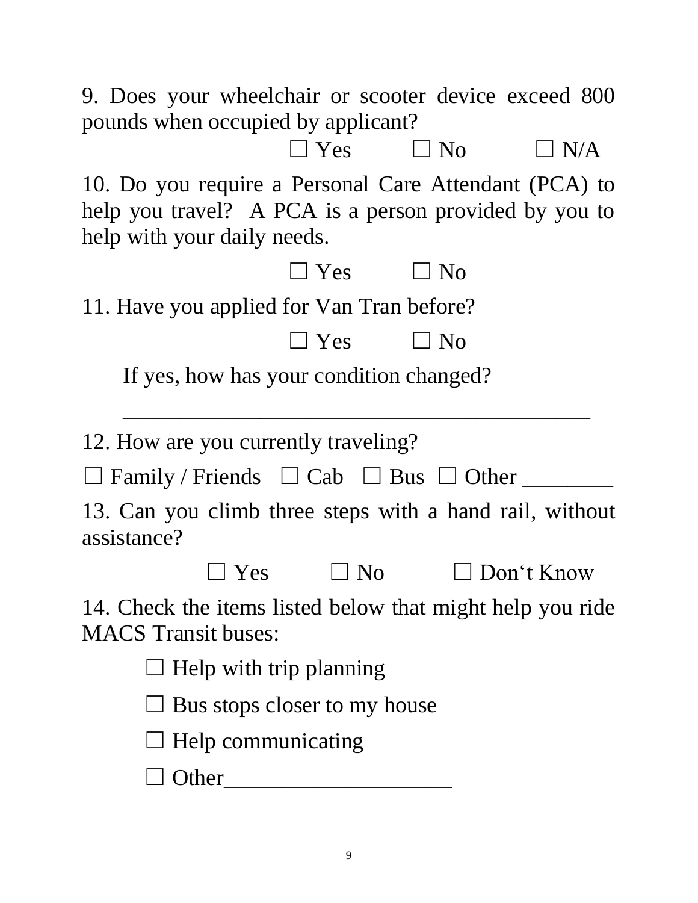9. Does your wheelchair or scooter device exceed 800 pounds when occupied by applicant?

☐ Yes ☐ No ☐ N/A

10. Do you require a Personal Care Attendant (PCA) to help you travel? A PCA is a person provided by you to help with your daily needs.

☐ Yes ☐ No

11. Have you applied for Van Tran before?

☐ Yes ☐ No

If yes, how has your condition changed?

_______________________________________

12. How are you currently traveling?

☐ Family / Friends ☐ Cab ☐ Bus ☐ Other ________

13. Can you climb three steps with a hand rail, without assistance?

☐ Yes ☐ No ☐ Don't Know

14. Check the items listed below that might help you ride MACS Transit buses:

☐ Help with trip planning

☐ Bus stops closer to my house

☐ Help communicating

☐ Other____________________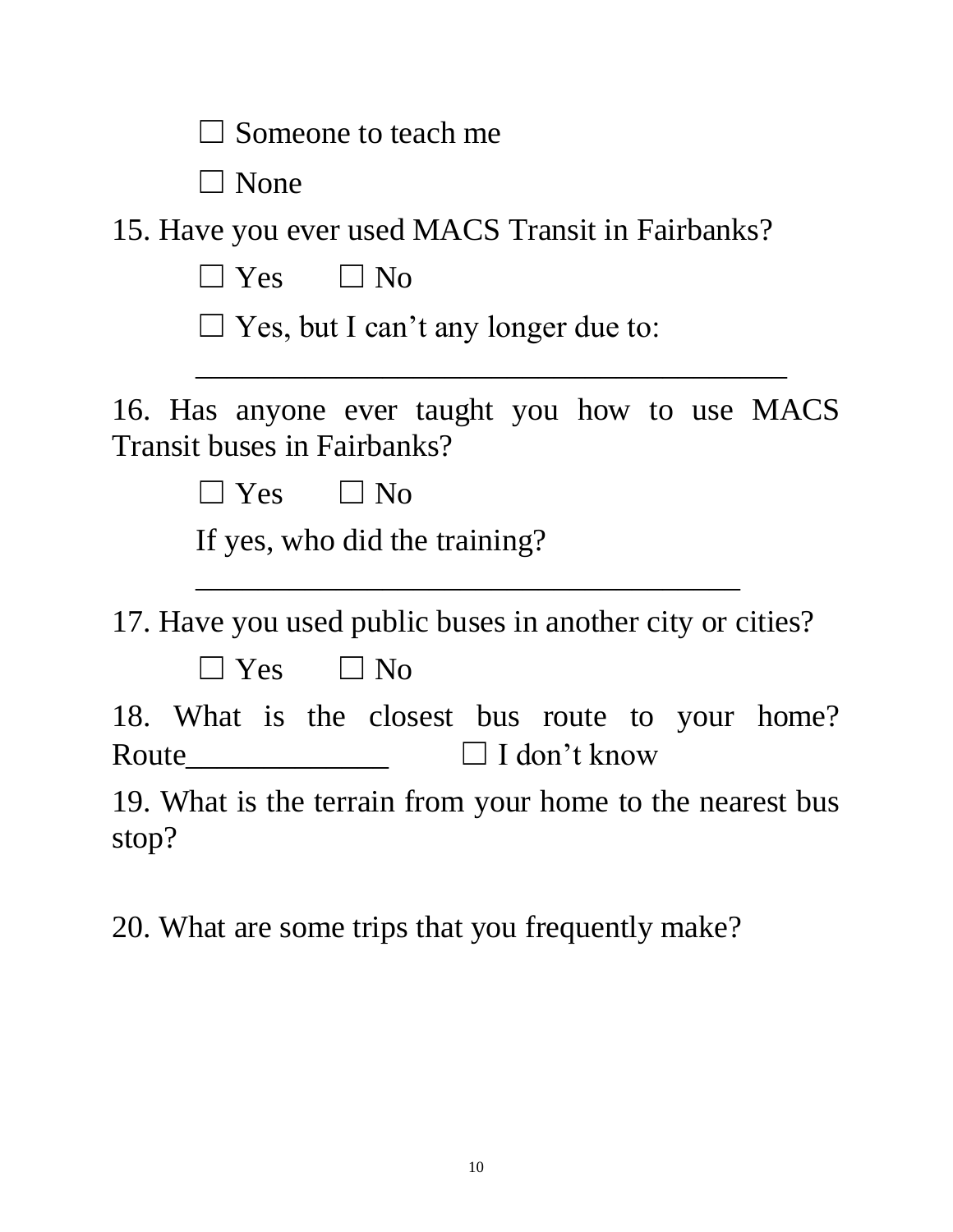☐ Someone to teach me

☐ None

15. Have you ever used MACS Transit in Fairbanks?

☐ Yes ☐ No

☐ Yes, but I can't any longer due to:

_______________________________________

16. Has anyone ever taught you how to use MACS Transit buses in Fairbanks?

☐ Yes ☐ No

If yes, who did the training?

____________________________________

17. Have you used public buses in another city or cities?

☐ Yes ☐ No

18. What is the closest bus route to your home? Route_____________ ☐ I don't know

19. What is the terrain from your home to the nearest bus stop?

20. What are some trips that you frequently make?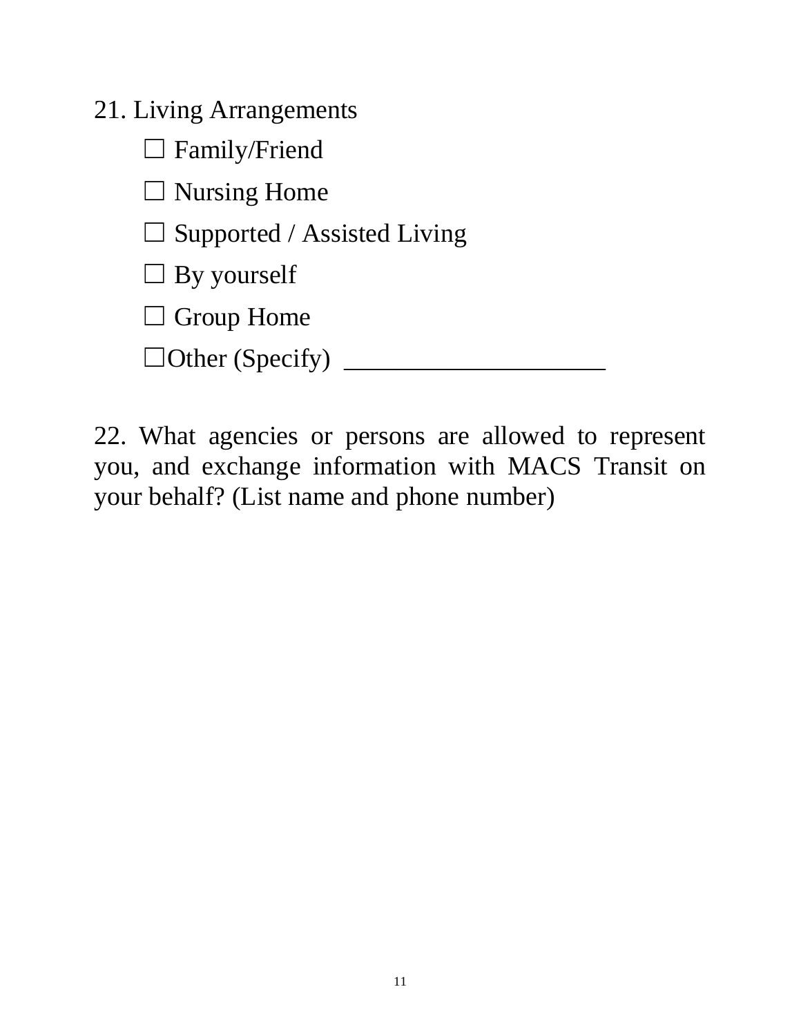21. Living Arrangements

- ☐ Family/Friend
- ☐ Nursing Home
- ☐ Supported / Assisted Living
- ☐ By yourself
- ☐ Group Home
- ☐Other (Specify) ____________________

22. What agencies or persons are allowed to represent you, and exchange information with MACS Transit on your behalf? (List name and phone number)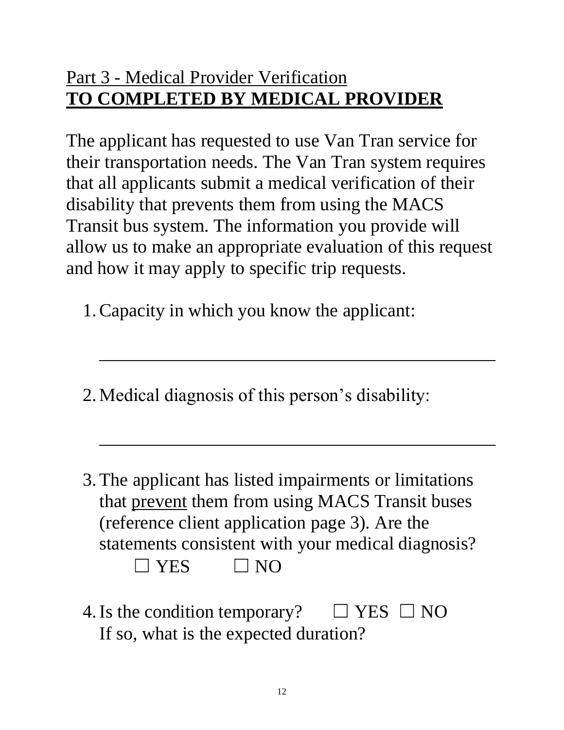## Part 3 - Medical Provider Verification

## **TO COMPLETED BY MEDICAL PROVIDER**

The applicant has requested to use Van Tran service for their transportation needs. The Van Tran system requires that all applicants submit a medical verification of their disability that prevents them from using the MACS Transit bus system. The information you provide will allow us to make an appropriate evaluation of this request and how it may apply to specific trip requests.

1. Capacity in which you know the applicant:

   ______________________________________________

2. Medical diagnosis of this person's disability:

   ______________________________________________

3. The applicant has listed impairments or limitations that prevent them from using MACS Transit buses (reference client application page 3). Are the statements consistent with your medical diagnosis?
   ☐ YES ☐ NO

4. Is the condition temporary? ☐ YES ☐ NO
   If so, what is the expected duration?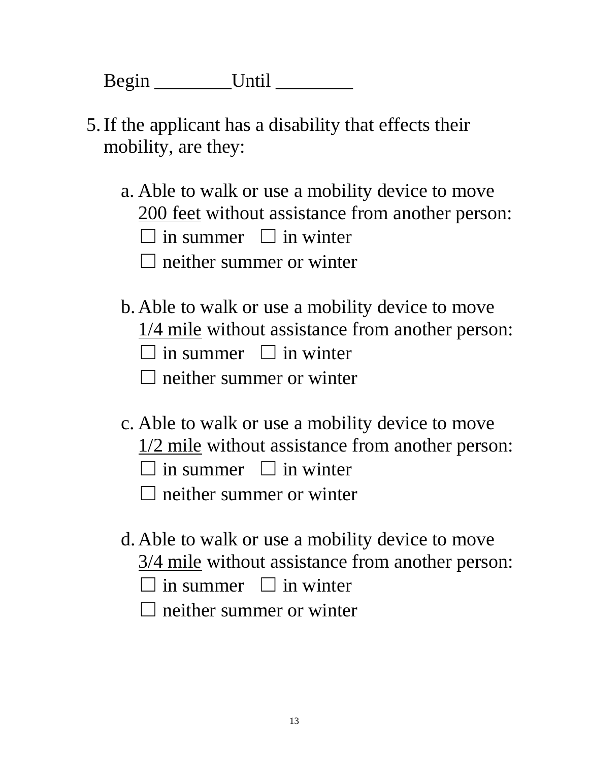Begin ________Until ________

5. If the applicant has a disability that effects their mobility, are they:

   a. Able to walk or use a mobility device to move <u>200 feet</u> without assistance from another person:
      ☐ in summer ☐ in winter
      ☐ neither summer or winter

   b. Able to walk or use a mobility device to move <u>1/4 mile</u> without assistance from another person:
      ☐ in summer ☐ in winter
      ☐ neither summer or winter

   c. Able to walk or use a mobility device to move <u>1/2 mile</u> without assistance from another person:
      ☐ in summer ☐ in winter
      ☐ neither summer or winter

   d. Able to walk or use a mobility device to move <u>3/4 mile</u> without assistance from another person:
      ☐ in summer ☐ in winter
      ☐ neither summer or winter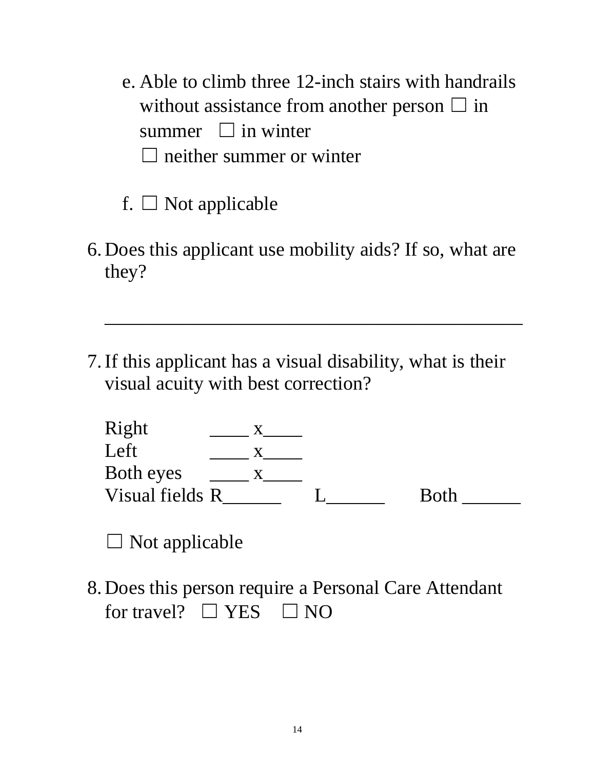e. Able to climb three 12-inch stairs with handrails without assistance from another person ☐ in summer ☐ in winter
   ☐ neither summer or winter

f. ☐ Not applicable

6. Does this applicant use mobility aids? If so, what are they?

   ______________________________________________

7. If this applicant has a visual disability, what is their visual acuity with best correction?

   Right ____ x____
   Left ____ x____
   Both eyes ____ x____
   Visual fields R______ L______ Both ______

   ☐ Not applicable

8. Does this person require a Personal Care Attendant for travel? ☐ YES ☐ NO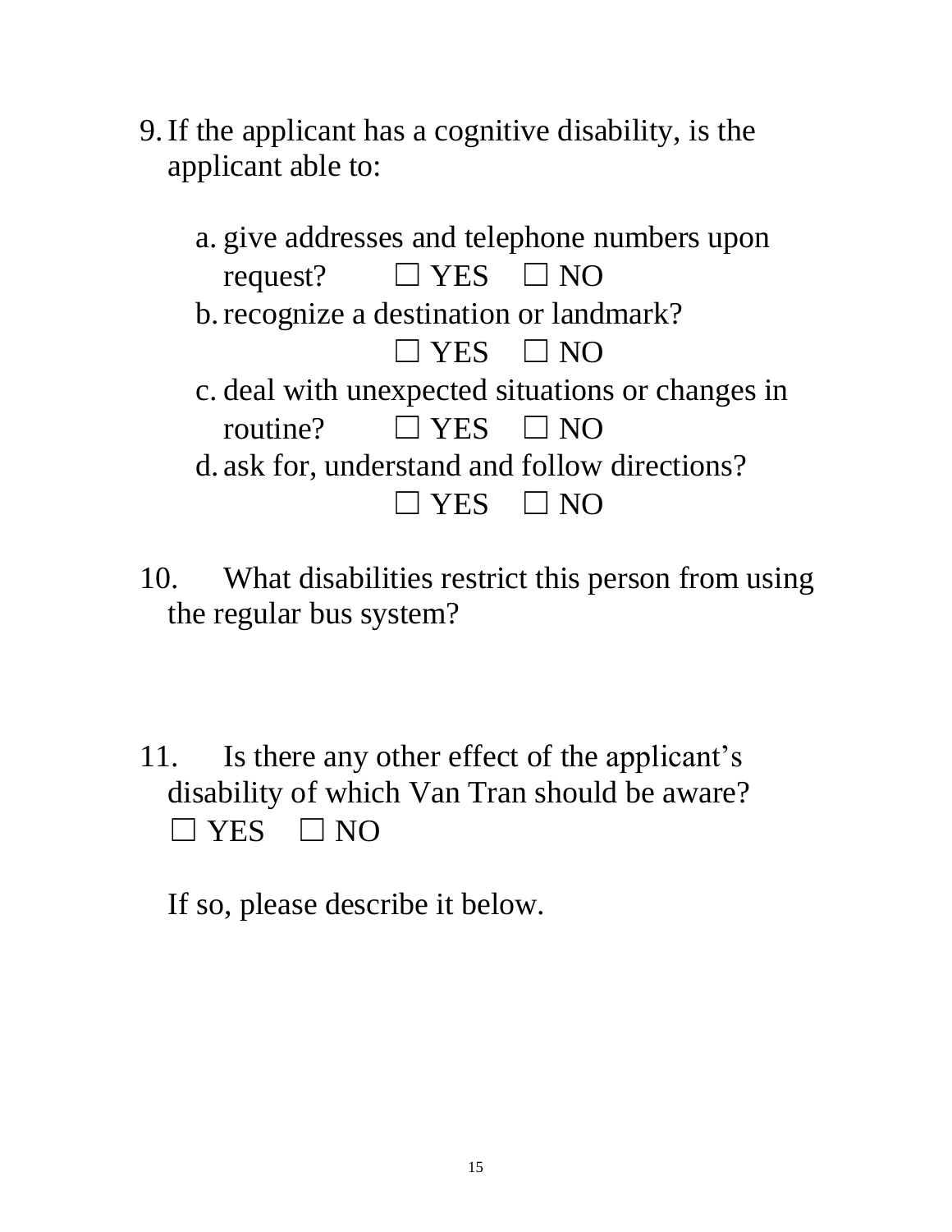9. If the applicant has a cognitive disability, is the applicant able to:

   a. give addresses and telephone numbers upon request? ☐ YES ☐ NO
   b. recognize a destination or landmark? ☐ YES ☐ NO
   c. deal with unexpected situations or changes in routine? ☐ YES ☐ NO
   d. ask for, understand and follow directions? ☐ YES ☐ NO

10. What disabilities restrict this person from using the regular bus system?

11. Is there any other effect of the applicant's disability of which Van Tran should be aware? ☐ YES ☐ NO

    If so, please describe it below.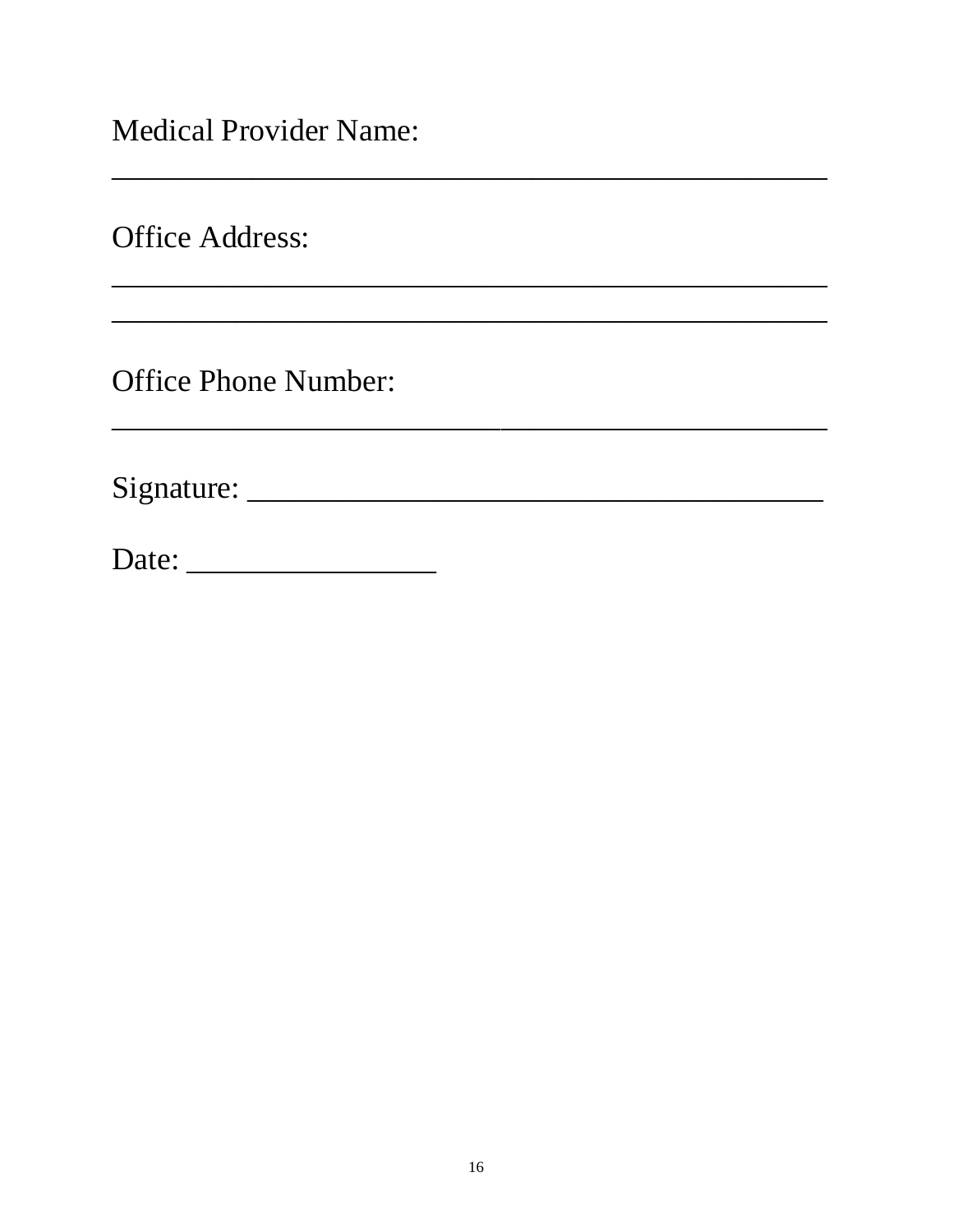Medical Provider Name:

_______________________________________________

Office Address:

_______________________________________________

_______________________________________________

Office Phone Number:

_______________________________________________

Signature: _____________________________________

Date: ________________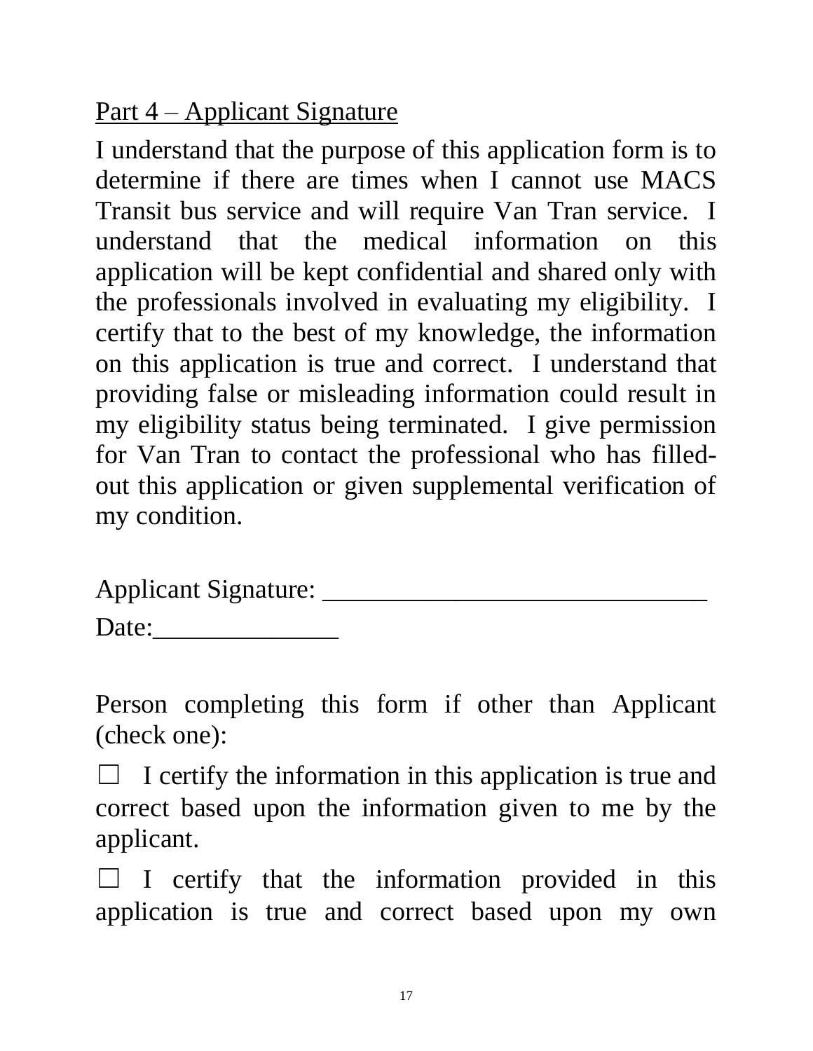## Part 4 – Applicant Signature

I understand that the purpose of this application form is to determine if there are times when I cannot use MACS Transit bus service and will require Van Tran service. I understand that the medical information on this application will be kept confidential and shared only with the professionals involved in evaluating my eligibility. I certify that to the best of my knowledge, the information on this application is true and correct. I understand that providing false or misleading information could result in my eligibility status being terminated. I give permission for Van Tran to contact the professional who has filled-out this application or given supplemental verification of my condition.

Applicant Signature: ______________________________

Date:_______________

Person completing this form if other than Applicant (check one):

☐ I certify the information in this application is true and correct based upon the information given to me by the applicant.

☐ I certify that the information provided in this application is true and correct based upon my own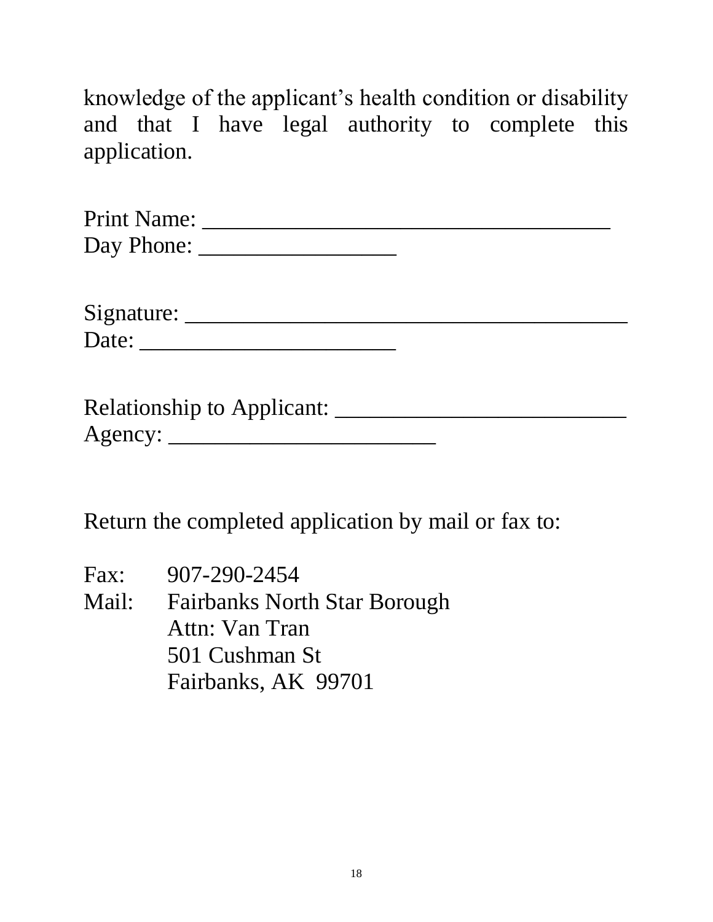knowledge of the applicant’s health condition or disability and that I have legal authority to complete this application.

Print Name: ___________________________________
Day Phone: _________________

Signature: _______________________________________
Date: ______________________

Relationship to Applicant: __________________________
Agency: ________________________

Return the completed application by mail or fax to:

Fax: 907-290-2454
Mail: Fairbanks North Star Borough
Attn: Van Tran
501 Cushman St
Fairbanks, AK 99701